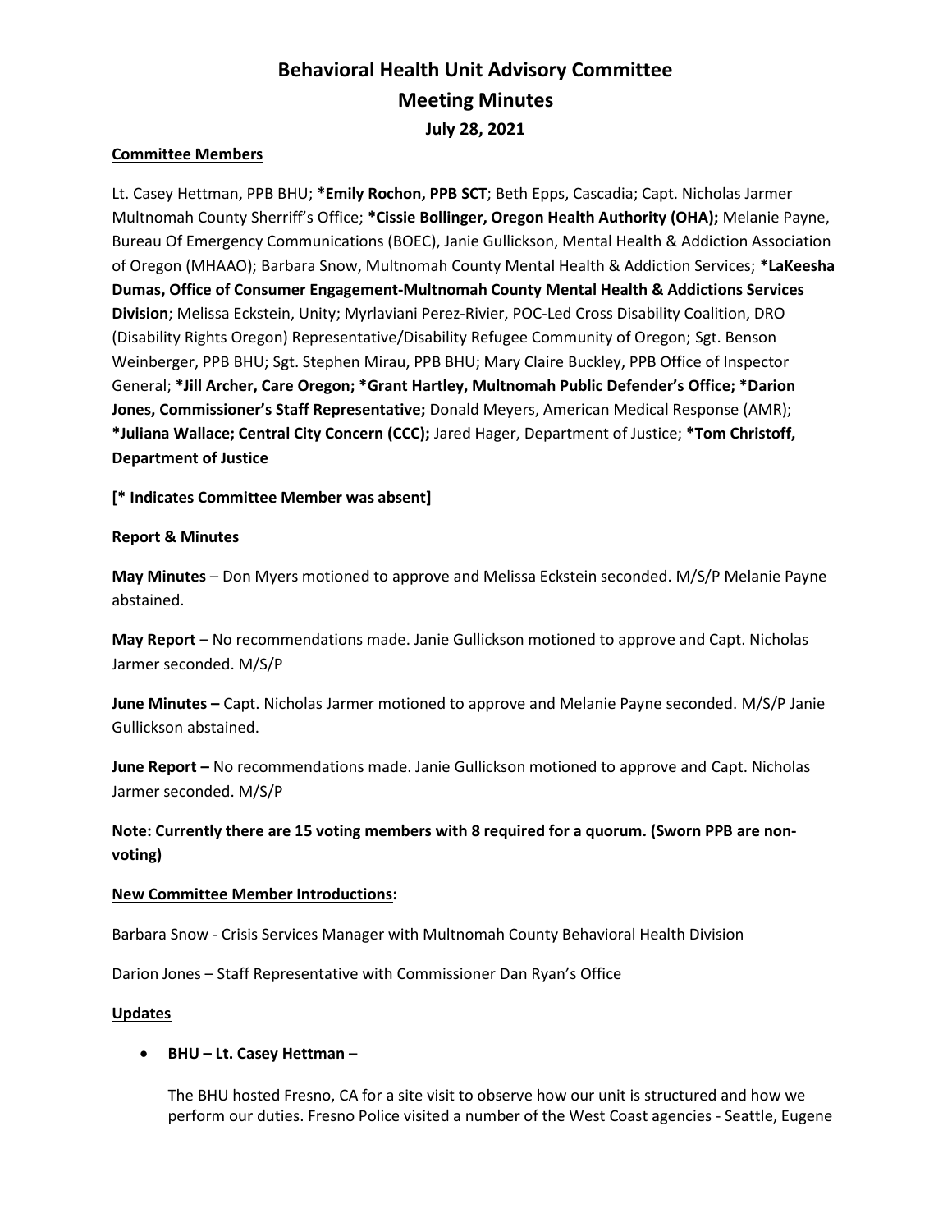# Behavioral Health Unit Advisory Committee
# Meeting Minutes
### July 28, 2021

**Committee Members**

Lt. Casey Hettman, PPB BHU; ***Emily Rochon, PPB SCT**; Beth Epps, Cascadia; Capt. Nicholas Jarmer Multnomah County Sherriff's Office; ***Cissie Bollinger, Oregon Health Authority (OHA);** Melanie Payne, Bureau Of Emergency Communications (BOEC), Janie Gullickson, Mental Health & Addiction Association of Oregon (MHAAO); Barbara Snow, Multnomah County Mental Health & Addiction Services; ***LaKeesha Dumas, Office of Consumer Engagement-Multnomah County Mental Health & Addictions Services Division**; Melissa Eckstein, Unity; Myrlaviani Perez-Rivier, POC-Led Cross Disability Coalition, DRO (Disability Rights Oregon) Representative/Disability Refugee Community of Oregon; Sgt. Benson Weinberger, PPB BHU; Sgt. Stephen Mirau, PPB BHU; Mary Claire Buckley, PPB Office of Inspector General; ***Jill Archer, Care Oregon; *Grant Hartley, Multnomah Public Defender's Office; *Darion Jones, Commissioner's Staff Representative;** Donald Meyers, American Medical Response (AMR); ***Juliana Wallace; Central City Concern (CCC);** Jared Hager, Department of Justice; ***Tom Christoff, Department of Justice**

**[* Indicates Committee Member was absent]**

**Report & Minutes**

**May Minutes** – Don Myers motioned to approve and Melissa Eckstein seconded. M/S/P Melanie Payne abstained.

**May Report** – No recommendations made. Janie Gullickson motioned to approve and Capt. Nicholas Jarmer seconded. M/S/P

**June Minutes –** Capt. Nicholas Jarmer motioned to approve and Melanie Payne seconded. M/S/P Janie Gullickson abstained.

**June Report –** No recommendations made. Janie Gullickson motioned to approve and Capt. Nicholas Jarmer seconded. M/S/P

**Note: Currently there are 15 voting members with 8 required for a quorum. (Sworn PPB are non-voting)**

**New Committee Member Introductions:**

Barbara Snow - Crisis Services Manager with Multnomah County Behavioral Health Division

Darion Jones – Staff Representative with Commissioner Dan Ryan's Office

**Updates**

- **BHU – Lt. Casey Hettman** –

  The BHU hosted Fresno, CA for a site visit to observe how our unit is structured and how we perform our duties. Fresno Police visited a number of the West Coast agencies - Seattle, Eugene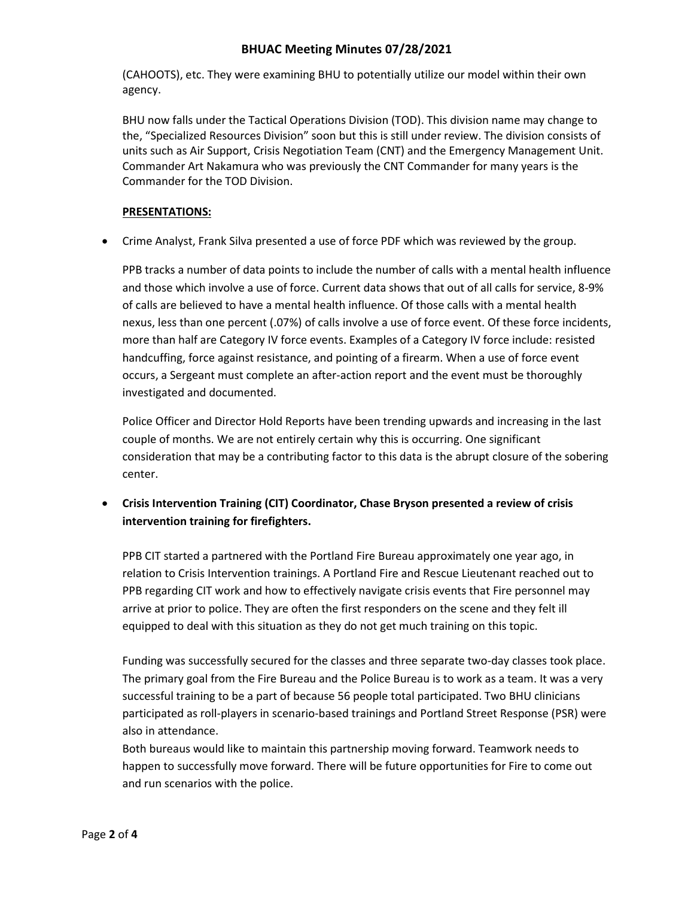(CAHOOTS), etc. They were examining BHU to potentially utilize our model within their own agency.

BHU now falls under the Tactical Operations Division (TOD). This division name may change to the, "Specialized Resources Division" soon but this is still under review. The division consists of units such as Air Support, Crisis Negotiation Team (CNT) and the Emergency Management Unit. Commander Art Nakamura who was previously the CNT Commander for many years is the Commander for the TOD Division.

**PRESENTATIONS:**

- Crime Analyst, Frank Silva presented a use of force PDF which was reviewed by the group.

  PPB tracks a number of data points to include the number of calls with a mental health influence and those which involve a use of force. Current data shows that out of all calls for service, 8-9% of calls are believed to have a mental health influence. Of those calls with a mental health nexus, less than one percent (.07%) of calls involve a use of force event. Of these force incidents, more than half are Category IV force events. Examples of a Category IV force include: resisted handcuffing, force against resistance, and pointing of a firearm. When a use of force event occurs, a Sergeant must complete an after-action report and the event must be thoroughly investigated and documented.

  Police Officer and Director Hold Reports have been trending upwards and increasing in the last couple of months. We are not entirely certain why this is occurring. One significant consideration that may be a contributing factor to this data is the abrupt closure of the sobering center.

- **Crisis Intervention Training (CIT) Coordinator, Chase Bryson presented a review of crisis intervention training for firefighters.**

  PPB CIT started a partnered with the Portland Fire Bureau approximately one year ago, in relation to Crisis Intervention trainings. A Portland Fire and Rescue Lieutenant reached out to PPB regarding CIT work and how to effectively navigate crisis events that Fire personnel may arrive at prior to police. They are often the first responders on the scene and they felt ill equipped to deal with this situation as they do not get much training on this topic.

  Funding was successfully secured for the classes and three separate two-day classes took place. The primary goal from the Fire Bureau and the Police Bureau is to work as a team. It was a very successful training to be a part of because 56 people total participated. Two BHU clinicians participated as roll-players in scenario-based trainings and Portland Street Response (PSR) were also in attendance.
  Both bureaus would like to maintain this partnership moving forward. Teamwork needs to happen to successfully move forward. There will be future opportunities for Fire to come out and run scenarios with the police.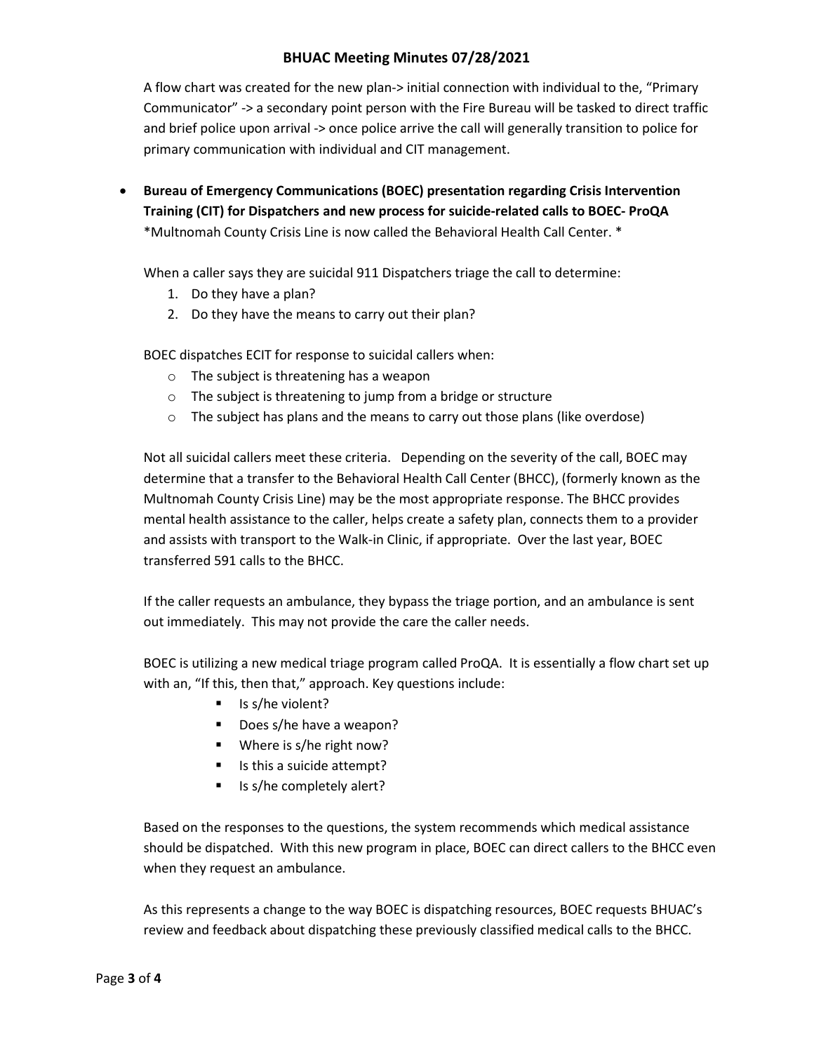A flow chart was created for the new plan-> initial connection with individual to the, "Primary Communicator" -> a secondary point person with the Fire Bureau will be tasked to direct traffic and brief police upon arrival -> once police arrive the call will generally transition to police for primary communication with individual and CIT management.

- **Bureau of Emergency Communications (BOEC) presentation regarding Crisis Intervention Training (CIT) for Dispatchers and new process for suicide-related calls to BOEC- ProQA**
  *Multnomah County Crisis Line is now called the Behavioral Health Call Center. *

  When a caller says they are suicidal 911 Dispatchers triage the call to determine:
  1. Do they have a plan?
  2. Do they have the means to carry out their plan?

  BOEC dispatches ECIT for response to suicidal callers when:
  - The subject is threatening has a weapon
  - The subject is threatening to jump from a bridge or structure
  - The subject has plans and the means to carry out those plans (like overdose)

  Not all suicidal callers meet these criteria. Depending on the severity of the call, BOEC may determine that a transfer to the Behavioral Health Call Center (BHCC), (formerly known as the Multnomah County Crisis Line) may be the most appropriate response. The BHCC provides mental health assistance to the caller, helps create a safety plan, connects them to a provider and assists with transport to the Walk-in Clinic, if appropriate. Over the last year, BOEC transferred 591 calls to the BHCC.

  If the caller requests an ambulance, they bypass the triage portion, and an ambulance is sent out immediately. This may not provide the care the caller needs.

  BOEC is utilizing a new medical triage program called ProQA. It is essentially a flow chart set up with an, "If this, then that," approach. Key questions include:
  - Is s/he violent?
  - Does s/he have a weapon?
  - Where is s/he right now?
  - Is this a suicide attempt?
  - Is s/he completely alert?

  Based on the responses to the questions, the system recommends which medical assistance should be dispatched. With this new program in place, BOEC can direct callers to the BHCC even when they request an ambulance.

  As this represents a change to the way BOEC is dispatching resources, BOEC requests BHUAC's review and feedback about dispatching these previously classified medical calls to the BHCC.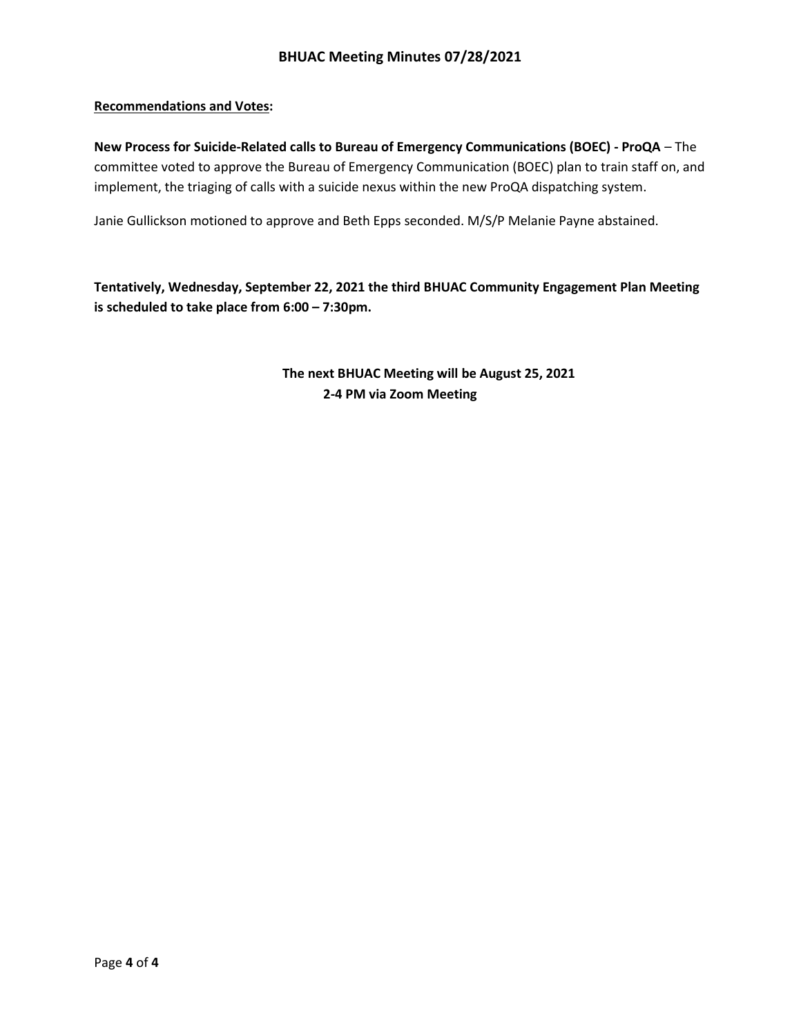**Recommendations and Votes:**

**New Process for Suicide-Related calls to Bureau of Emergency Communications (BOEC) - ProQA** – The committee voted to approve the Bureau of Emergency Communication (BOEC) plan to train staff on, and implement, the triaging of calls with a suicide nexus within the new ProQA dispatching system.

Janie Gullickson motioned to approve and Beth Epps seconded. M/S/P Melanie Payne abstained.

**Tentatively, Wednesday, September 22, 2021 the third BHUAC Community Engagement Plan Meeting is scheduled to take place from 6:00 – 7:30pm.**

**The next BHUAC Meeting will be August 25, 2021**
**2-4 PM via Zoom Meeting**